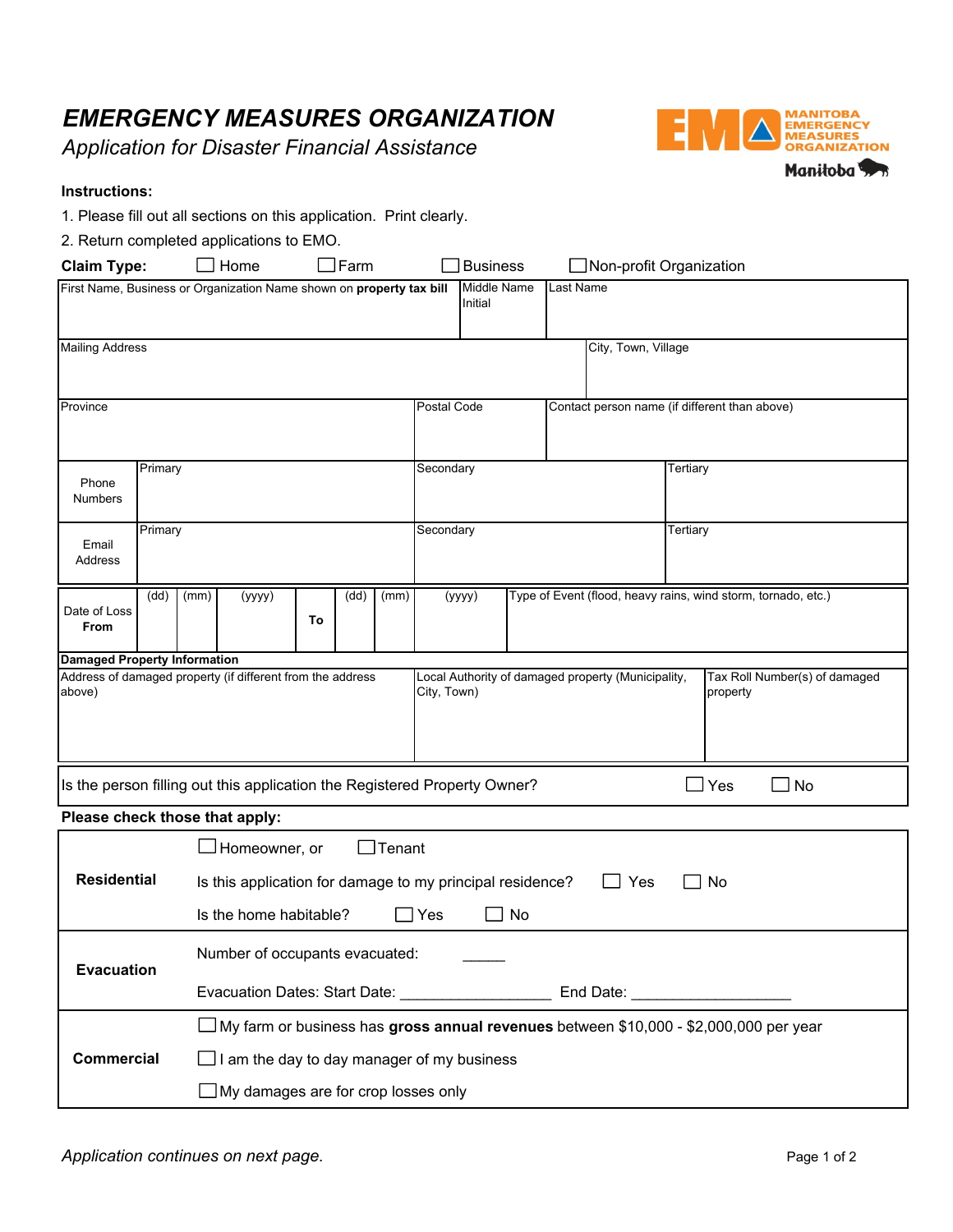# EMERGENCY MEASURES ORGANIZATION

*Application for Disaster Financial Assistance*

MANITOBA EMERGENCY MEASURES ORGANIZATION
Manitoba

**Instructions:**

1. Please fill out all sections on this application. Print clearly.
2. Return completed applications to EMO.

**Claim Type:** ☐ Home ☐ Farm ☐ Business ☐ Non-profit Organization

| First Name, Business or Organization Name shown on **property tax bill** | Middle Name Initial | Last Name |
|---|---|---|
| | | |

| Mailing Address | City, Town, Village |
|---|---|
| | |

| Province | Postal Code | Contact person name (if different than above) |
|---|---|---|
| | | |

| | Primary | Secondary | Tertiary |
|---|---|---|---|
| Phone Numbers | | | |
| Email Address | | | |

| Date of Loss **From** | (dd) | (mm) | (yyyy) | **To** | (dd) | (mm) | (yyyy) | Type of Event (flood, heavy rains, wind storm, tornado, etc.) |
|---|---|---|---|---|---|---|---|---|
| | | | | | | | | |

**Damaged Property Information**

| Address of damaged property (if different from the address above) | Local Authority of damaged property (Municipality, City, Town) | Tax Roll Number(s) of damaged property |
|---|---|---|
| | | |

Is the person filling out this application the Registered Property Owner? ☐ Yes ☐ No

**Please check those that apply:**

| | |
|---|---|
| **Residential** | ☐ Homeowner, or ☐ Tenant<br>Is this application for damage to my principal residence? ☐ Yes ☐ No<br>Is the home habitable? ☐ Yes ☐ No |
| **Evacuation** | Number of occupants evacuated: _____<br>Evacuation Dates: Start Date: _________________ End Date: __________________ |
| **Commercial** | ☐ My farm or business has **gross annual revenues** between $10,000 - $2,000,000 per year<br>☐ I am the day to day manager of my business<br>☐ My damages are for crop losses only |

*Application continues on next page.*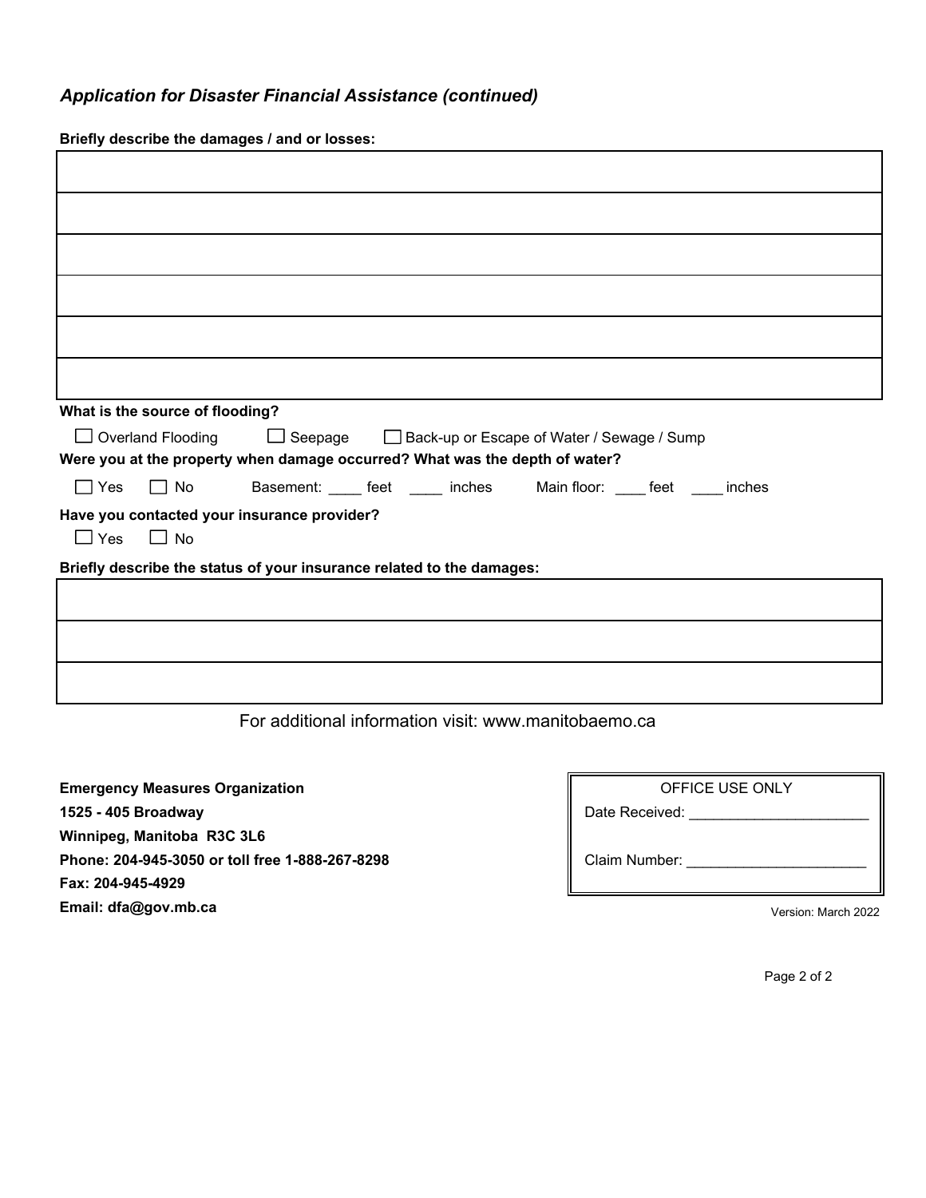## *Application for Disaster Financial Assistance (continued)*

**Briefly describe the damages / and or losses:**

| |
|---|
| |
| |
| |
| |
| |
| |

**What is the source of flooding?**

☐ Overland Flooding ☐ Seepage ☐ Back-up or Escape of Water / Sewage / Sump

**Were you at the property when damage occurred? What was the depth of water?**

☐ Yes ☐ No Basement: ____ feet ____ inches Main floor: ____ feet ____ inches

**Have you contacted your insurance provider?**

☐ Yes ☐ No

**Briefly describe the status of your insurance related to the damages:**

| |
|---|
| |
| |
| |

For additional information visit: www.manitobaemo.ca

**Emergency Measures Organization**
**1525 - 405 Broadway**
**Winnipeg, Manitoba R3C 3L6**
**Phone: 204-945-3050 or toll free 1-888-267-8298**
**Fax: 204-945-4929**
**Email: dfa@gov.mb.ca**

| OFFICE USE ONLY |
|---|
| Date Received: ______________________ |
| Claim Number: ______________________ |

Version: March 2022